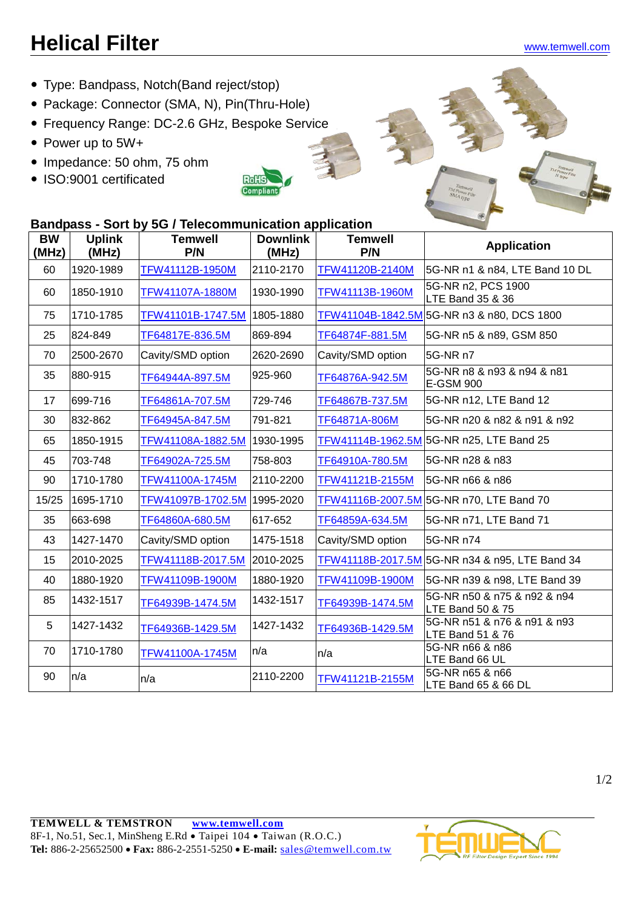# Helical Filter

www.temwell.com

- Type: Bandpass, Notch(Band reject/stop)
- Package: Connector (SMA, N), Pin(Thru-Hole)
- Frequency Range: DC-2.6 GHz, Bespoke Service
- Power up to 5W+
- Impedance: 50 ohm, 75 ohm
- ISO:9001 certificated

RoHS Compliant

## Bandpass - Sort by 5G / Telecommunication application

| BW (MHz) | Uplink (MHz) | Temwell P/N | Downlink (MHz) | Temwell P/N | Application |
|---|---|---|---|---|---|
| 60 | 1920-1989 | TFW41112B-1950M | 2110-2170 | TFW41120B-2140M | 5G-NR n1 & n84, LTE Band 10 DL |
| 60 | 1850-1910 | TFW41107A-1880M | 1930-1990 | TFW41113B-1960M | 5G-NR n2, PCS 1900 LTE Band 35 & 36 |
| 75 | 1710-1785 | TFW41101B-1747.5M | 1805-1880 | TFW41104B-1842.5M | 5G-NR n3 & n80, DCS 1800 |
| 25 | 824-849 | TF64817E-836.5M | 869-894 | TF64874F-881.5M | 5G-NR n5 & n89, GSM 850 |
| 70 | 2500-2670 | Cavity/SMD option | 2620-2690 | Cavity/SMD option | 5G-NR n7 |
| 35 | 880-915 | TF64944A-897.5M | 925-960 | TF64876A-942.5M | 5G-NR n8 & n93 & n94 & n81 E-GSM 900 |
| 17 | 699-716 | TF64861A-707.5M | 729-746 | TF64867B-737.5M | 5G-NR n12, LTE Band 12 |
| 30 | 832-862 | TF64945A-847.5M | 791-821 | TF64871A-806M | 5G-NR n20 & n82 & n91 & n92 |
| 65 | 1850-1915 | TFW41108A-1882.5M | 1930-1995 | TFW41114B-1962.5M | 5G-NR n25, LTE Band 25 |
| 45 | 703-748 | TF64902A-725.5M | 758-803 | TF64910A-780.5M | 5G-NR n28 & n83 |
| 90 | 1710-1780 | TFW41100A-1745M | 2110-2200 | TFW41121B-2155M | 5G-NR n66 & n86 |
| 15/25 | 1695-1710 | TFW41097B-1702.5M | 1995-2020 | TFW41116B-2007.5M | 5G-NR n70, LTE Band 70 |
| 35 | 663-698 | TF64860A-680.5M | 617-652 | TF64859A-634.5M | 5G-NR n71, LTE Band 71 |
| 43 | 1427-1470 | Cavity/SMD option | 1475-1518 | Cavity/SMD option | 5G-NR n74 |
| 15 | 2010-2025 | TFW41118B-2017.5M | 2010-2025 | TFW41118B-2017.5M | 5G-NR n34 & n95, LTE Band 34 |
| 40 | 1880-1920 | TFW41109B-1900M | 1880-1920 | TFW41109B-1900M | 5G-NR n39 & n98, LTE Band 39 |
| 85 | 1432-1517 | TF64939B-1474.5M | 1432-1517 | TF64939B-1474.5M | 5G-NR n50 & n75 & n92 & n94 LTE Band 50 & 75 |
| 5 | 1427-1432 | TF64936B-1429.5M | 1427-1432 | TF64936B-1429.5M | 5G-NR n51 & n76 & n91 & n93 LTE Band 51 & 76 |
| 70 | 1710-1780 | TFW41100A-1745M | n/a | n/a | 5G-NR n66 & n86 LTE Band 66 UL |
| 90 | n/a | n/a | 2110-2200 | TFW41121B-2155M | 5G-NR n65 & n66 LTE Band 65 & 66 DL |

**TEMWELL & TEMSTRON** www.temwell.com
8F-1, No.51, Sec.1, MinSheng E.Rd • Taipei 104 • Taiwan (R.O.C.)
**Tel:** 886-2-25652500 • **Fax:** 886-2-2551-5250 • **E-mail:** sales@temwell.com.tw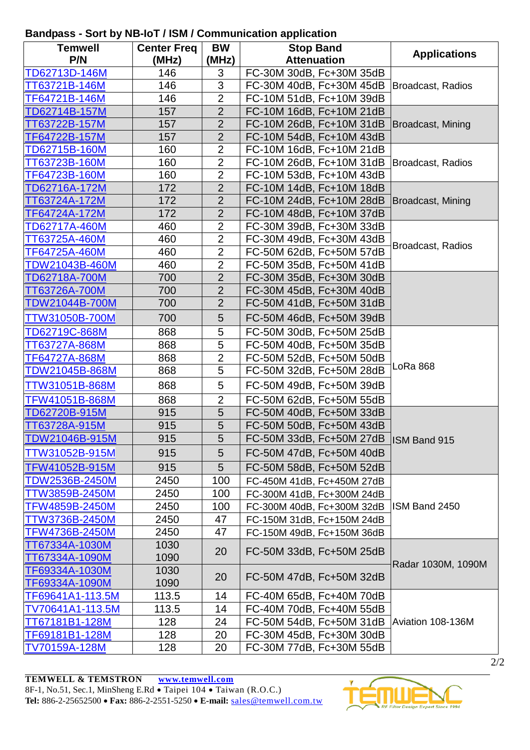**Bandpass - Sort by NB-IoT / ISM / Communication application**

| Temwell P/N | Center Freq (MHz) | BW (MHz) | Stop Band Attenuation | Applications |
|---|---|---|---|---|
| TD62713D-146M | 146 | 3 | FC-30M 30dB, Fc+30M 35dB | Broadcast, Radios |
| TT63721B-146M | 146 | 3 | FC-30M 40dB, Fc+30M 45dB | |
| TF64721B-146M | 146 | 2 | FC-10M 51dB, Fc+10M 39dB | |
| TD62714B-157M | 157 | 2 | FC-10M 16dB, Fc+10M 21dB | Broadcast, Mining |
| TT63722B-157M | 157 | 2 | FC-10M 26dB, Fc+10M 31dB | |
| TF64722B-157M | 157 | 2 | FC-10M 54dB, Fc+10M 43dB | |
| TD62715B-160M | 160 | 2 | FC-10M 16dB, Fc+10M 21dB | Broadcast, Radios |
| TT63723B-160M | 160 | 2 | FC-10M 26dB, Fc+10M 31dB | |
| TF64723B-160M | 160 | 2 | FC-10M 53dB, Fc+10M 43dB | |
| TD62716A-172M | 172 | 2 | FC-10M 14dB, Fc+10M 18dB | Broadcast, Mining |
| TT63724A-172M | 172 | 2 | FC-10M 24dB, Fc+10M 28dB | |
| TF64724A-172M | 172 | 2 | FC-10M 48dB, Fc+10M 37dB | |
| TD62717A-460M | 460 | 2 | FC-30M 39dB, Fc+30M 33dB | Broadcast, Radios |
| TT63725A-460M | 460 | 2 | FC-30M 49dB, Fc+30M 43dB | |
| TF64725A-460M | 460 | 2 | FC-50M 62dB, Fc+50M 57dB | |
| TDW21043B-460M | 460 | 2 | FC-50M 35dB, Fc+50M 41dB | |
| TD62718A-700M | 700 | 2 | FC-30M 35dB, Fc+30M 30dB | |
| TT63726A-700M | 700 | 2 | FC-30M 45dB, Fc+30M 40dB | |
| TDW21044B-700M | 700 | 2 | FC-50M 41dB, Fc+50M 31dB | |
| TTW31050B-700M | 700 | 5 | FC-50M 46dB, Fc+50M 39dB | |
| TD62719C-868M | 868 | 5 | FC-50M 30dB, Fc+50M 25dB | LoRa 868 |
| TT63727A-868M | 868 | 5 | FC-50M 40dB, Fc+50M 35dB | |
| TF64727A-868M | 868 | 2 | FC-50M 52dB, Fc+50M 50dB | |
| TDW21045B-868M | 868 | 5 | FC-50M 32dB, Fc+50M 28dB | |
| TTW31051B-868M | 868 | 5 | FC-50M 49dB, Fc+50M 39dB | |
| TFW41051B-868M | 868 | 2 | FC-50M 62dB, Fc+50M 55dB | |
| TD62720B-915M | 915 | 5 | FC-50M 40dB, Fc+50M 33dB | ISM Band 915 |
| TT63728A-915M | 915 | 5 | FC-50M 50dB, Fc+50M 43dB | |
| TDW21046B-915M | 915 | 5 | FC-50M 33dB, Fc+50M 27dB | |
| TTW31052B-915M | 915 | 5 | FC-50M 47dB, Fc+50M 40dB | |
| TFW41052B-915M | 915 | 5 | FC-50M 58dB, Fc+50M 52dB | |
| TDW2536B-2450M | 2450 | 100 | FC-450M 41dB, Fc+450M 27dB | ISM Band 2450 |
| TTW3859B-2450M | 2450 | 100 | FC-300M 41dB, Fc+300M 24dB | |
| TFW4859B-2450M | 2450 | 100 | FC-300M 40dB, Fc+300M 32dB | |
| TTW3736B-2450M | 2450 | 47 | FC-150M 31dB, Fc+150M 24dB | |
| TFW4736B-2450M | 2450 | 47 | FC-150M 49dB, Fc+150M 36dB | |
| TT67334A-1030M<br>TT67334A-1090M | 1030<br>1090 | 20 | FC-50M 33dB, Fc+50M 25dB | Radar 1030M, 1090M |
| TF69334A-1030M<br>TF69334A-1090M | 1030<br>1090 | 20 | FC-50M 47dB, Fc+50M 32dB | |
| TF69641A1-113.5M | 113.5 | 14 | FC-40M 65dB, Fc+40M 70dB | Aviation 108-136M |
| TV70641A1-113.5M | 113.5 | 14 | FC-40M 70dB, Fc+40M 55dB | |
| TT67181B1-128M | 128 | 24 | FC-50M 54dB, Fc+50M 31dB | |
| TF69181B1-128M | 128 | 20 | FC-30M 45dB, Fc+30M 30dB | |
| TV70159A-128M | 128 | 20 | FC-30M 77dB, Fc+30M 55dB | |

**TEMWELL & TEMSTRON** www.temwell.com
8F-1, No.51, Sec.1, MinSheng E.Rd • Taipei 104 • Taiwan (R.O.C.)
**Tel:** 886-2-25652500 • **Fax:** 886-2-2551-5250 • **E-mail:** sales@temwell.com.tw